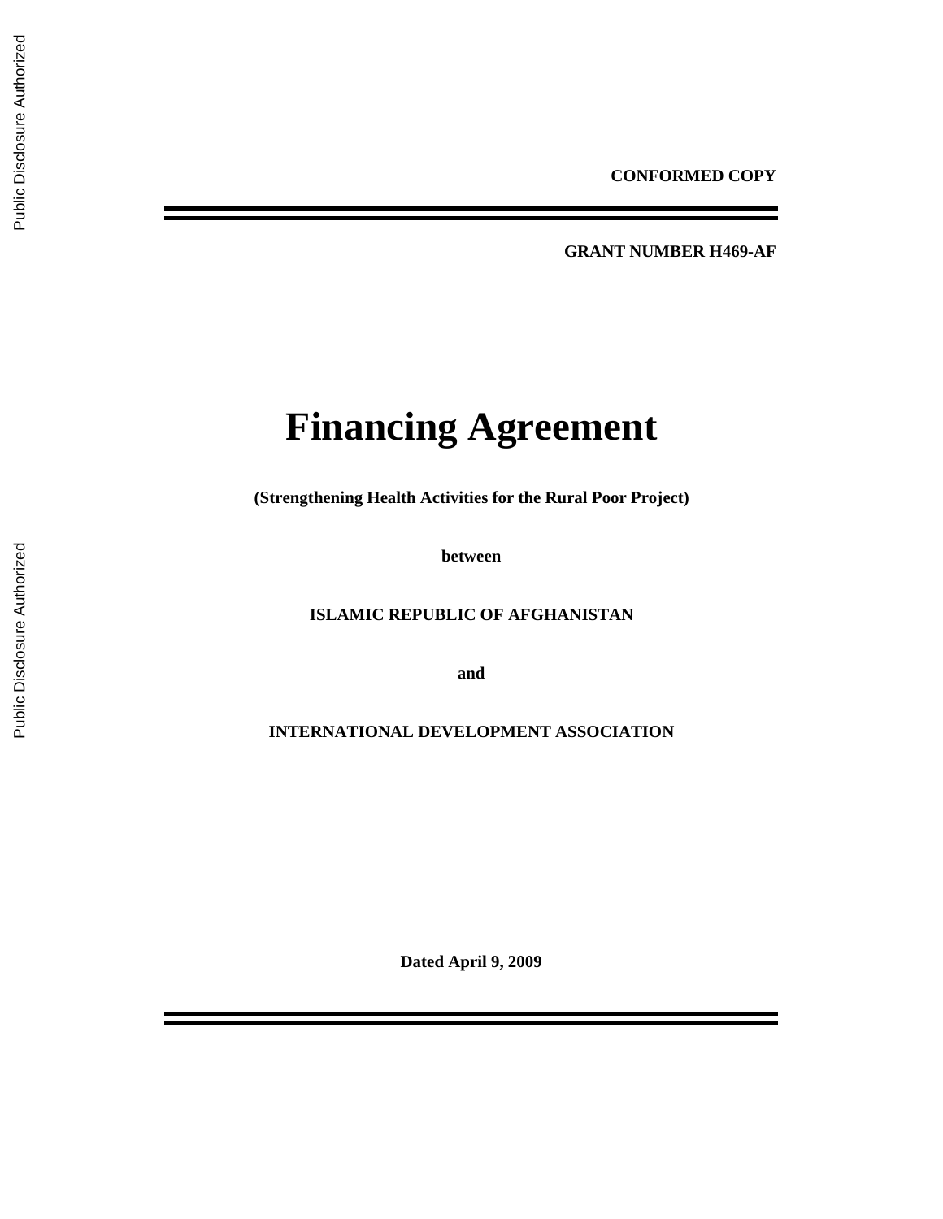**CONFORMED COPY**

**GRANT NUMBER H469-AF**

# Financing Agreement

**(Strengthening Health Activities for the Rural Poor Project)**

**between**

**ISLAMIC REPUBLIC OF AFGHANISTAN**

**and**

**INTERNATIONAL DEVELOPMENT ASSOCIATION**

**Dated April 9, 2009**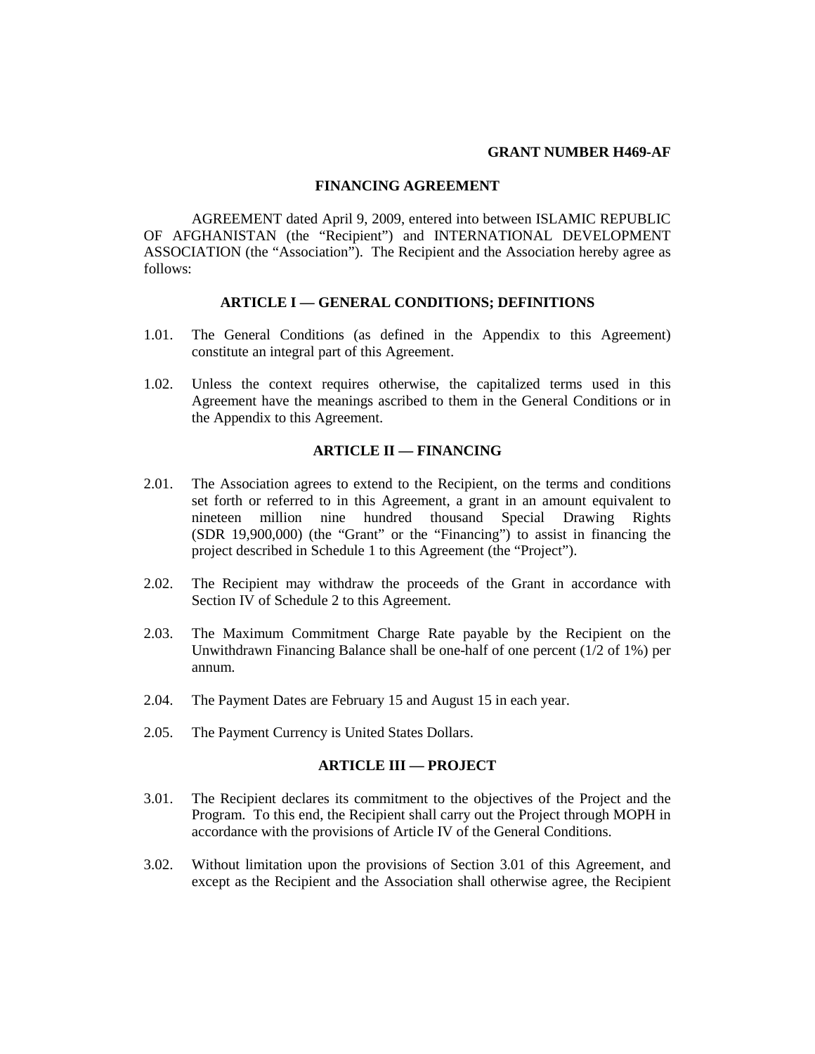**GRANT NUMBER H469-AF**

# FINANCING AGREEMENT

AGREEMENT dated April 9, 2009, entered into between ISLAMIC REPUBLIC OF AFGHANISTAN (the "Recipient") and INTERNATIONAL DEVELOPMENT ASSOCIATION (the "Association"). The Recipient and the Association hereby agree as follows:

## ARTICLE I — GENERAL CONDITIONS; DEFINITIONS

1.01. The General Conditions (as defined in the Appendix to this Agreement) constitute an integral part of this Agreement.

1.02. Unless the context requires otherwise, the capitalized terms used in this Agreement have the meanings ascribed to them in the General Conditions or in the Appendix to this Agreement.

## ARTICLE II — FINANCING

2.01. The Association agrees to extend to the Recipient, on the terms and conditions set forth or referred to in this Agreement, a grant in an amount equivalent to nineteen million nine hundred thousand Special Drawing Rights (SDR 19,900,000) (the "Grant" or the "Financing") to assist in financing the project described in Schedule 1 to this Agreement (the "Project").

2.02. The Recipient may withdraw the proceeds of the Grant in accordance with Section IV of Schedule 2 to this Agreement.

2.03. The Maximum Commitment Charge Rate payable by the Recipient on the Unwithdrawn Financing Balance shall be one-half of one percent (1/2 of 1%) per annum.

2.04. The Payment Dates are February 15 and August 15 in each year.

2.05. The Payment Currency is United States Dollars.

## ARTICLE III — PROJECT

3.01. The Recipient declares its commitment to the objectives of the Project and the Program. To this end, the Recipient shall carry out the Project through MOPH in accordance with the provisions of Article IV of the General Conditions.

3.02. Without limitation upon the provisions of Section 3.01 of this Agreement, and except as the Recipient and the Association shall otherwise agree, the Recipient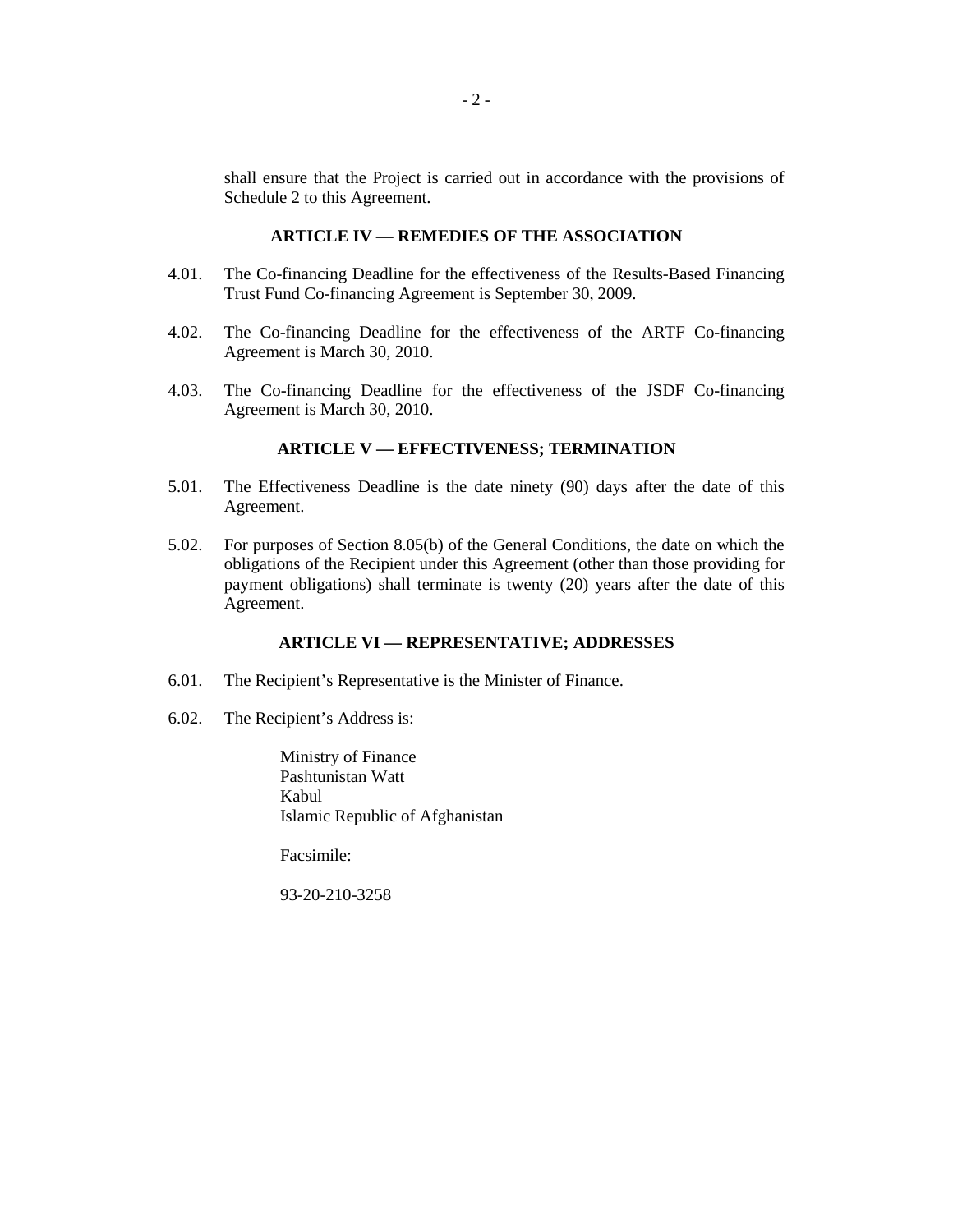shall ensure that the Project is carried out in accordance with the provisions of Schedule 2 to this Agreement.

## ARTICLE IV — REMEDIES OF THE ASSOCIATION

4.01. The Co-financing Deadline for the effectiveness of the Results-Based Financing Trust Fund Co-financing Agreement is September 30, 2009.

4.02. The Co-financing Deadline for the effectiveness of the ARTF Co-financing Agreement is March 30, 2010.

4.03. The Co-financing Deadline for the effectiveness of the JSDF Co-financing Agreement is March 30, 2010.

## ARTICLE V — EFFECTIVENESS; TERMINATION

5.01. The Effectiveness Deadline is the date ninety (90) days after the date of this Agreement.

5.02. For purposes of Section 8.05(b) of the General Conditions, the date on which the obligations of the Recipient under this Agreement (other than those providing for payment obligations) shall terminate is twenty (20) years after the date of this Agreement.

## ARTICLE VI — REPRESENTATIVE; ADDRESSES

6.01. The Recipient's Representative is the Minister of Finance.

6.02. The Recipient's Address is:

Ministry of Finance
Pashtunistan Watt
Kabul
Islamic Republic of Afghanistan

Facsimile:

93-20-210-3258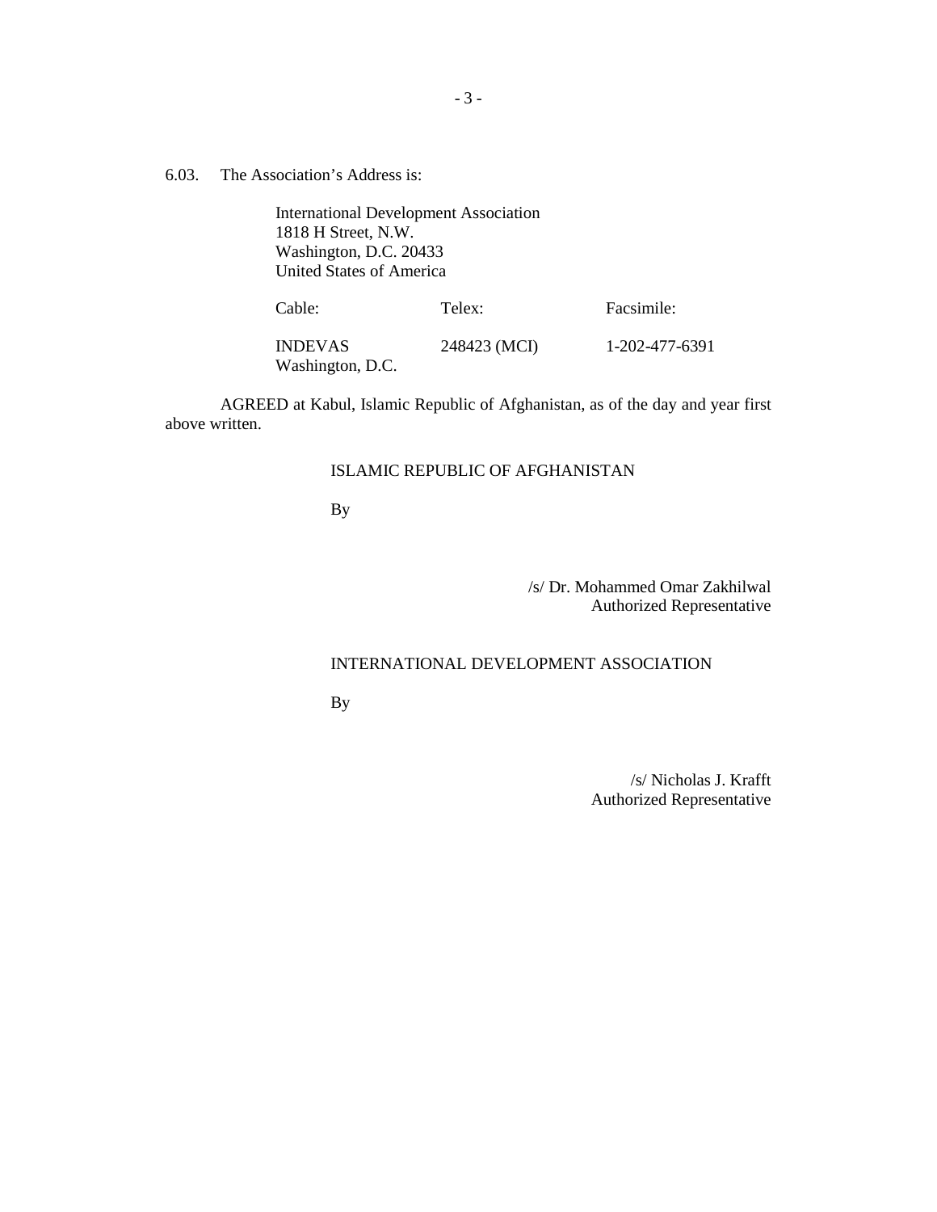6.03. The Association's Address is:

International Development Association
1818 H Street, N.W.
Washington, D.C. 20433
United States of America

| Cable: | Telex: | Facsimile: |
| --- | --- | --- |
| INDEVAS Washington, D.C. | 248423 (MCI) | 1-202-477-6391 |

AGREED at Kabul, Islamic Republic of Afghanistan, as of the day and year first above written.

ISLAMIC REPUBLIC OF AFGHANISTAN

By

/s/ Dr. Mohammed Omar Zakhilwal
Authorized Representative

INTERNATIONAL DEVELOPMENT ASSOCIATION

By

/s/ Nicholas J. Krafft
Authorized Representative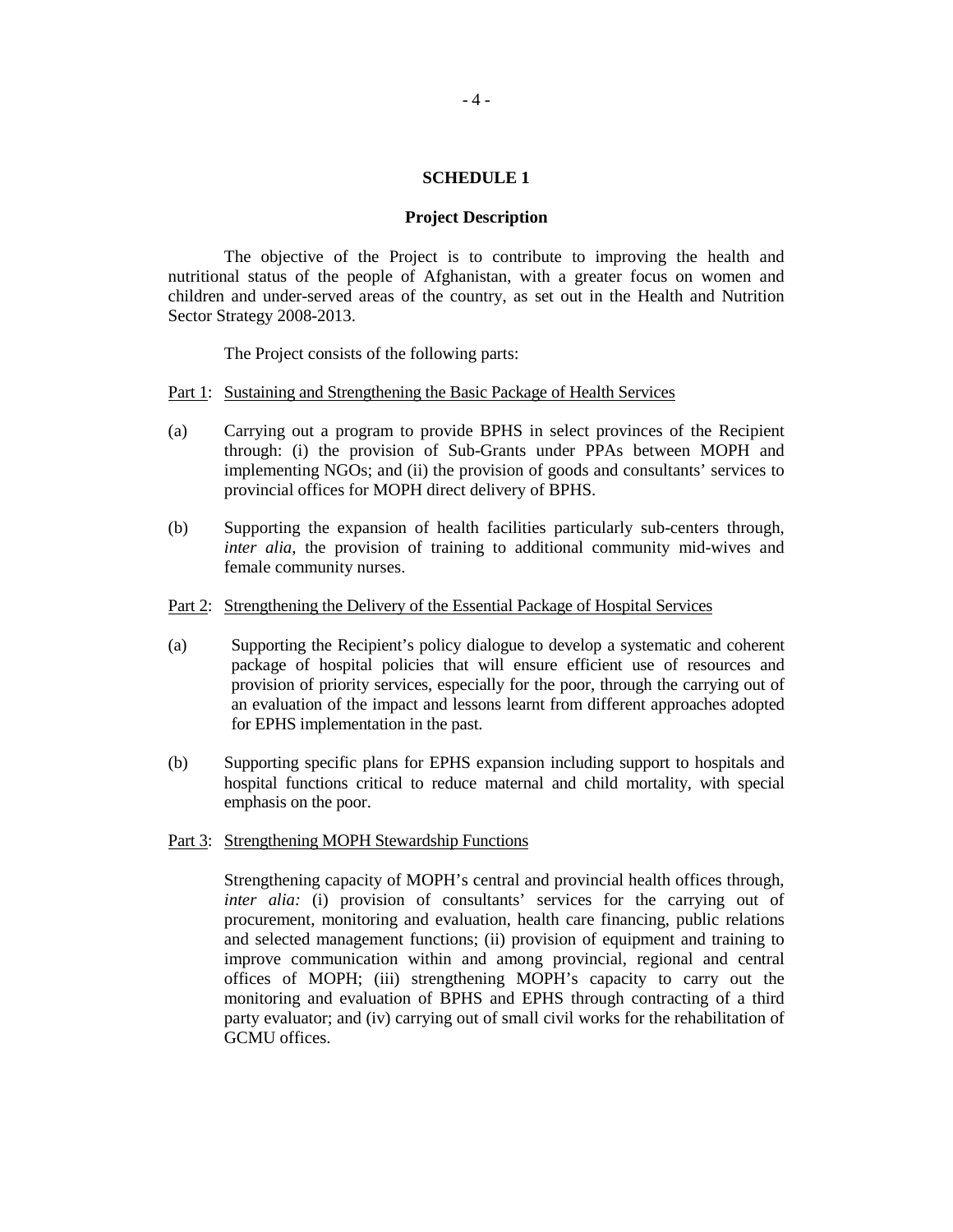## SCHEDULE 1

### Project Description

The objective of the Project is to contribute to improving the health and nutritional status of the people of Afghanistan, with a greater focus on women and children and under-served areas of the country, as set out in the Health and Nutrition Sector Strategy 2008-2013.

The Project consists of the following parts:

Part 1: Sustaining and Strengthening the Basic Package of Health Services

(a) Carrying out a program to provide BPHS in select provinces of the Recipient through: (i) the provision of Sub-Grants under PPAs between MOPH and implementing NGOs; and (ii) the provision of goods and consultants' services to provincial offices for MOPH direct delivery of BPHS.

(b) Supporting the expansion of health facilities particularly sub-centers through, *inter alia*, the provision of training to additional community mid-wives and female community nurses.

Part 2: Strengthening the Delivery of the Essential Package of Hospital Services

(a) Supporting the Recipient's policy dialogue to develop a systematic and coherent package of hospital policies that will ensure efficient use of resources and provision of priority services, especially for the poor, through the carrying out of an evaluation of the impact and lessons learnt from different approaches adopted for EPHS implementation in the past.

(b) Supporting specific plans for EPHS expansion including support to hospitals and hospital functions critical to reduce maternal and child mortality, with special emphasis on the poor.

Part 3: Strengthening MOPH Stewardship Functions

Strengthening capacity of MOPH's central and provincial health offices through, *inter alia:* (i) provision of consultants' services for the carrying out of procurement, monitoring and evaluation, health care financing, public relations and selected management functions; (ii) provision of equipment and training to improve communication within and among provincial, regional and central offices of MOPH; (iii) strengthening MOPH's capacity to carry out the monitoring and evaluation of BPHS and EPHS through contracting of a third party evaluator; and (iv) carrying out of small civil works for the rehabilitation of GCMU offices.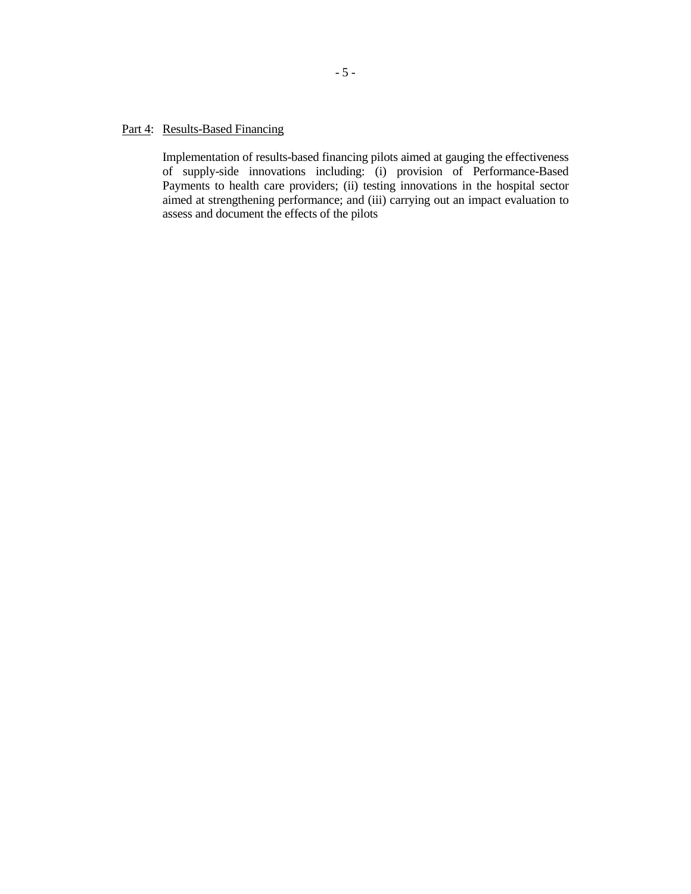Part 4: Results-Based Financing

Implementation of results-based financing pilots aimed at gauging the effectiveness of supply-side innovations including: (i) provision of Performance-Based Payments to health care providers; (ii) testing innovations in the hospital sector aimed at strengthening performance; and (iii) carrying out an impact evaluation to assess and document the effects of the pilots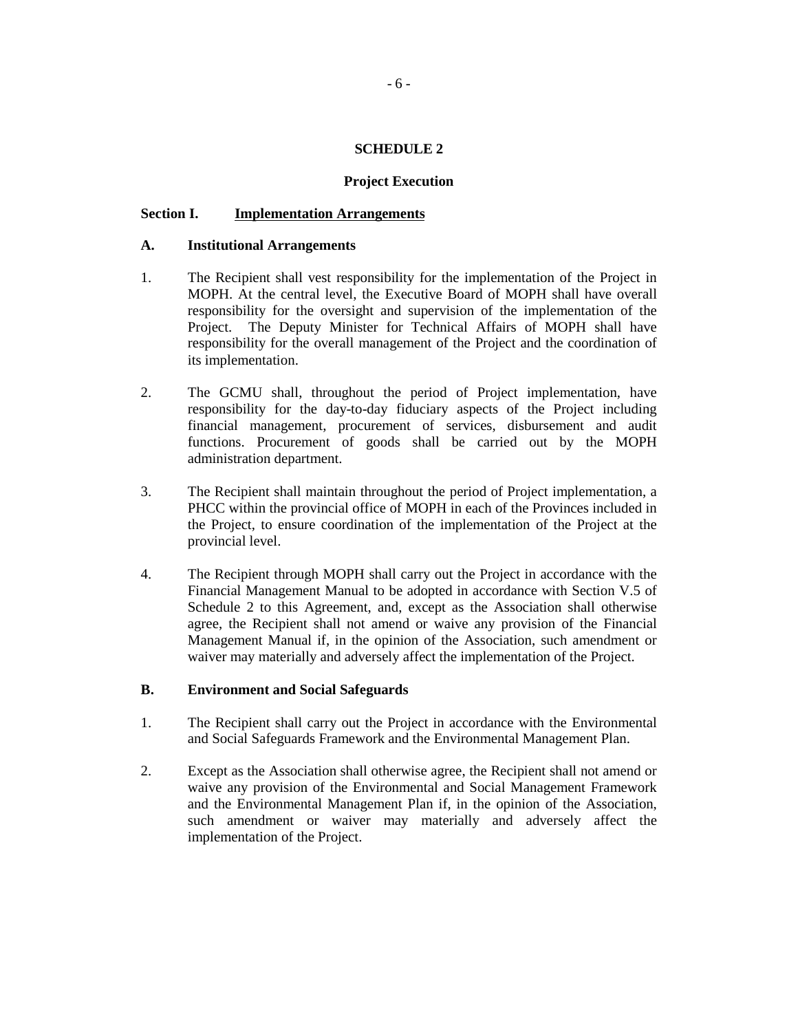## SCHEDULE 2

### Project Execution

**Section I. Implementation Arrangements**

**A. Institutional Arrangements**

1. The Recipient shall vest responsibility for the implementation of the Project in MOPH. At the central level, the Executive Board of MOPH shall have overall responsibility for the oversight and supervision of the implementation of the Project. The Deputy Minister for Technical Affairs of MOPH shall have responsibility for the overall management of the Project and the coordination of its implementation.

2. The GCMU shall, throughout the period of Project implementation, have responsibility for the day-to-day fiduciary aspects of the Project including financial management, procurement of services, disbursement and audit functions. Procurement of goods shall be carried out by the MOPH administration department.

3. The Recipient shall maintain throughout the period of Project implementation, a PHCC within the provincial office of MOPH in each of the Provinces included in the Project, to ensure coordination of the implementation of the Project at the provincial level.

4. The Recipient through MOPH shall carry out the Project in accordance with the Financial Management Manual to be adopted in accordance with Section V.5 of Schedule 2 to this Agreement, and, except as the Association shall otherwise agree, the Recipient shall not amend or waive any provision of the Financial Management Manual if, in the opinion of the Association, such amendment or waiver may materially and adversely affect the implementation of the Project.

**B. Environment and Social Safeguards**

1. The Recipient shall carry out the Project in accordance with the Environmental and Social Safeguards Framework and the Environmental Management Plan.

2. Except as the Association shall otherwise agree, the Recipient shall not amend or waive any provision of the Environmental and Social Management Framework and the Environmental Management Plan if, in the opinion of the Association, such amendment or waiver may materially and adversely affect the implementation of the Project.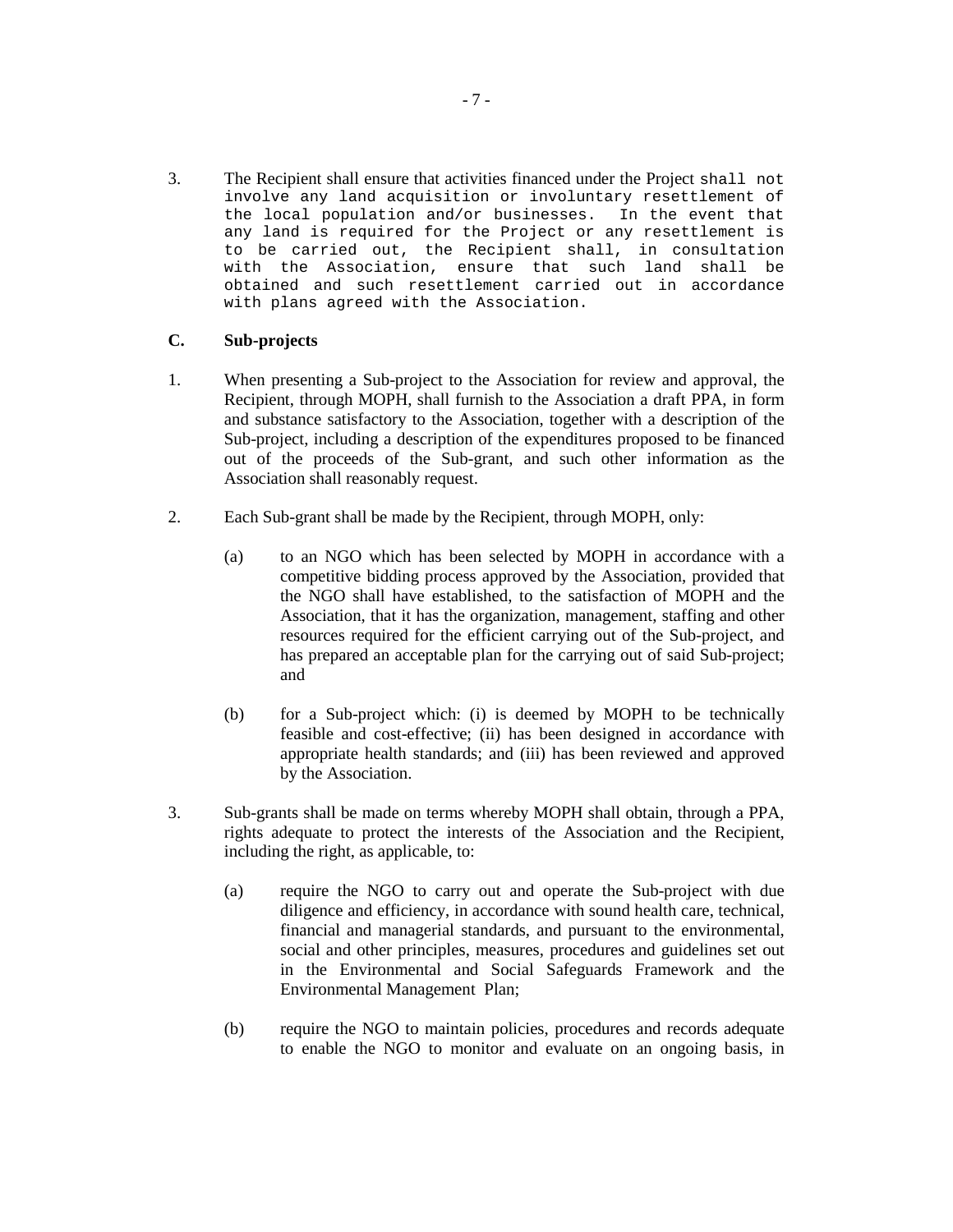3. The Recipient shall ensure that activities financed under the Project shall not involve any land acquisition or involuntary resettlement of the local population and/or businesses. In the event that any land is required for the Project or any resettlement is to be carried out, the Recipient shall, in consultation with the Association, ensure that such land shall be obtained and such resettlement carried out in accordance with plans agreed with the Association.

**C. Sub-projects**

1. When presenting a Sub-project to the Association for review and approval, the Recipient, through MOPH, shall furnish to the Association a draft PPA, in form and substance satisfactory to the Association, together with a description of the Sub-project, including a description of the expenditures proposed to be financed out of the proceeds of the Sub-grant, and such other information as the Association shall reasonably request.

2. Each Sub-grant shall be made by the Recipient, through MOPH, only:

   (a) to an NGO which has been selected by MOPH in accordance with a competitive bidding process approved by the Association, provided that the NGO shall have established, to the satisfaction of MOPH and the Association, that it has the organization, management, staffing and other resources required for the efficient carrying out of the Sub-project, and has prepared an acceptable plan for the carrying out of said Sub-project; and

   (b) for a Sub-project which: (i) is deemed by MOPH to be technically feasible and cost-effective; (ii) has been designed in accordance with appropriate health standards; and (iii) has been reviewed and approved by the Association.

3. Sub-grants shall be made on terms whereby MOPH shall obtain, through a PPA, rights adequate to protect the interests of the Association and the Recipient, including the right, as applicable, to:

   (a) require the NGO to carry out and operate the Sub-project with due diligence and efficiency, in accordance with sound health care, technical, financial and managerial standards, and pursuant to the environmental, social and other principles, measures, procedures and guidelines set out in the Environmental and Social Safeguards Framework and the Environmental Management Plan;

   (b) require the NGO to maintain policies, procedures and records adequate to enable the NGO to monitor and evaluate on an ongoing basis, in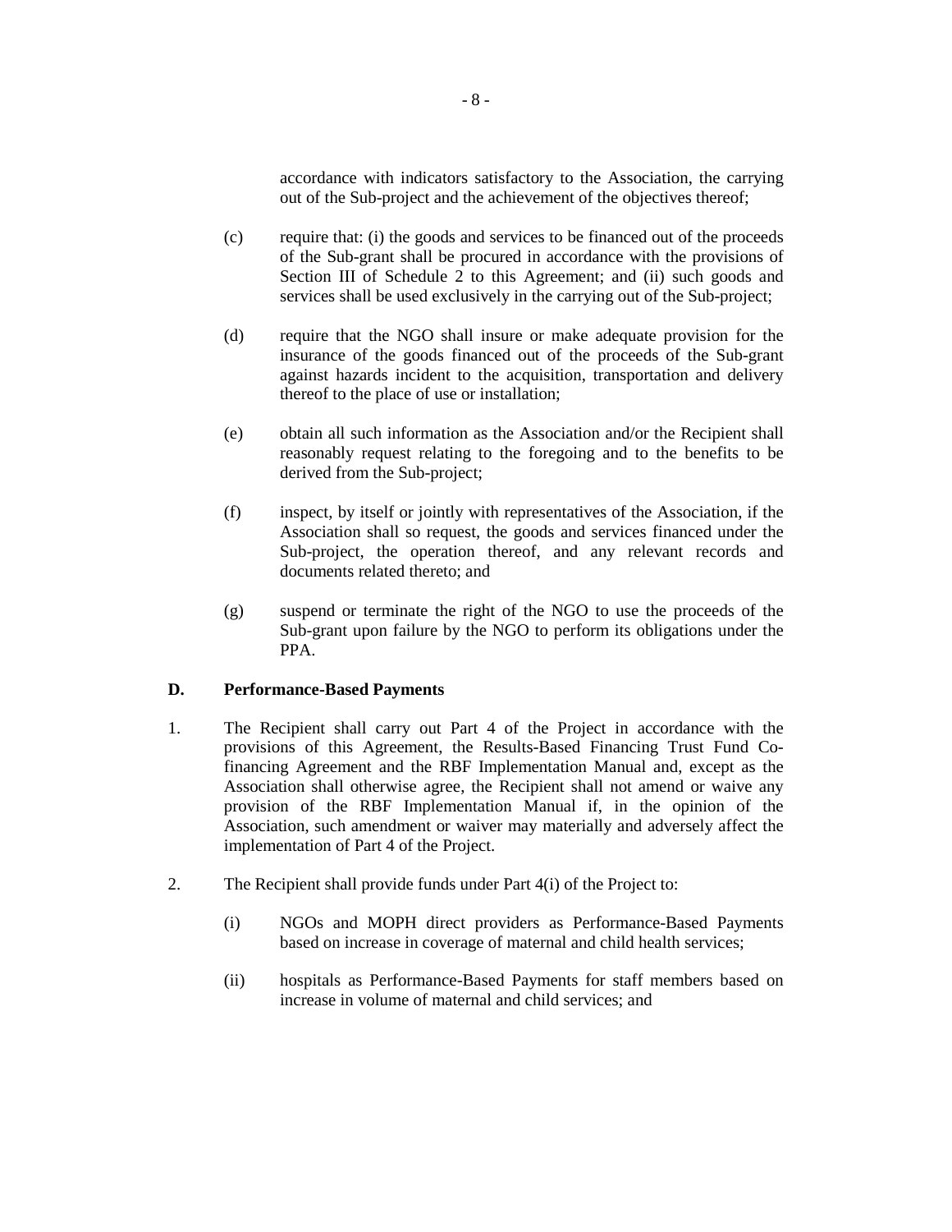accordance with indicators satisfactory to the Association, the carrying out of the Sub-project and the achievement of the objectives thereof;

(c) require that: (i) the goods and services to be financed out of the proceeds of the Sub-grant shall be procured in accordance with the provisions of Section III of Schedule 2 to this Agreement; and (ii) such goods and services shall be used exclusively in the carrying out of the Sub-project;

(d) require that the NGO shall insure or make adequate provision for the insurance of the goods financed out of the proceeds of the Sub-grant against hazards incident to the acquisition, transportation and delivery thereof to the place of use or installation;

(e) obtain all such information as the Association and/or the Recipient shall reasonably request relating to the foregoing and to the benefits to be derived from the Sub-project;

(f) inspect, by itself or jointly with representatives of the Association, if the Association shall so request, the goods and services financed under the Sub-project, the operation thereof, and any relevant records and documents related thereto; and

(g) suspend or terminate the right of the NGO to use the proceeds of the Sub-grant upon failure by the NGO to perform its obligations under the PPA.

**D. Performance-Based Payments**

1. The Recipient shall carry out Part 4 of the Project in accordance with the provisions of this Agreement, the Results-Based Financing Trust Fund Co-financing Agreement and the RBF Implementation Manual and, except as the Association shall otherwise agree, the Recipient shall not amend or waive any provision of the RBF Implementation Manual if, in the opinion of the Association, such amendment or waiver may materially and adversely affect the implementation of Part 4 of the Project.

2. The Recipient shall provide funds under Part 4(i) of the Project to:

(i) NGOs and MOPH direct providers as Performance-Based Payments based on increase in coverage of maternal and child health services;

(ii) hospitals as Performance-Based Payments for staff members based on increase in volume of maternal and child services; and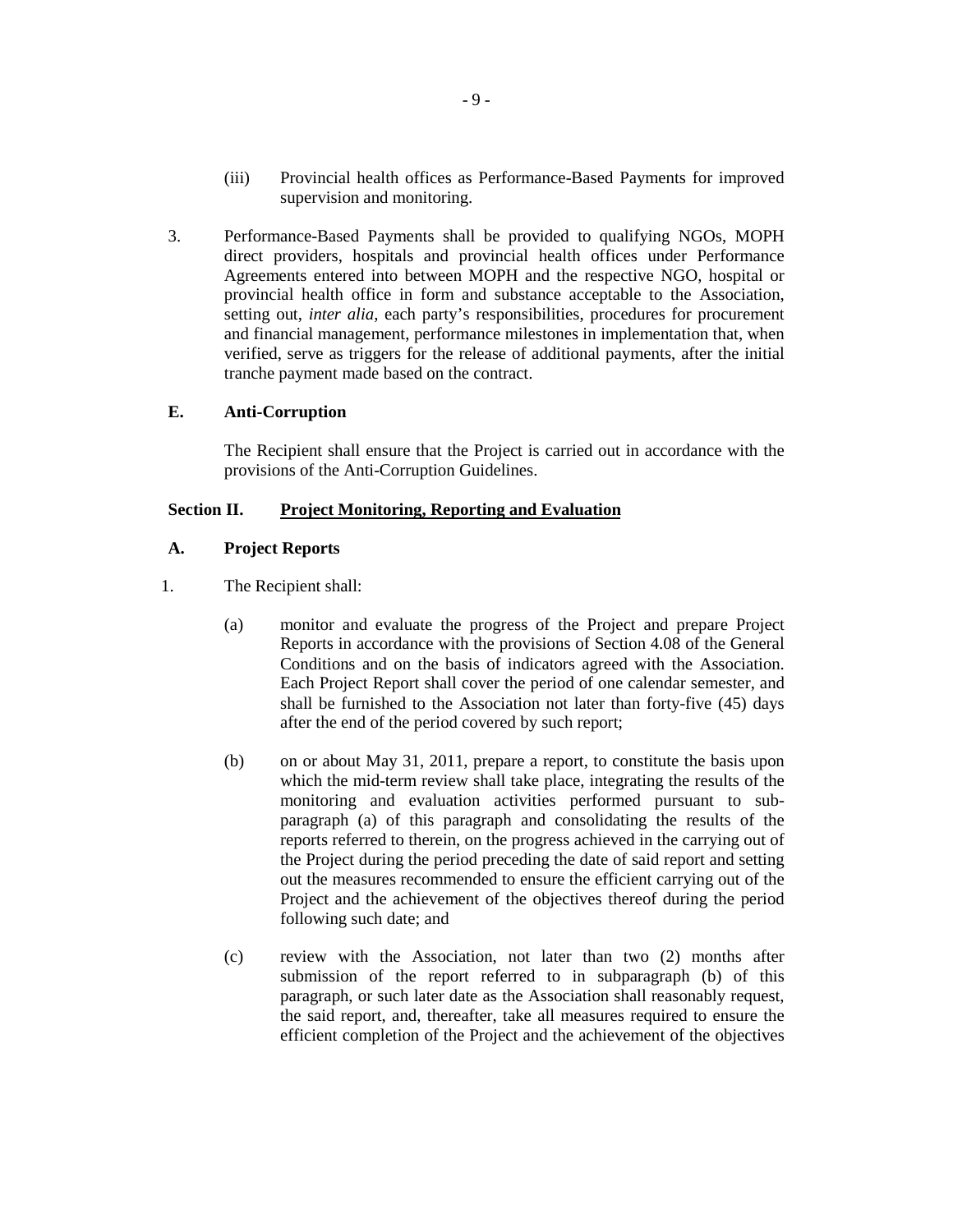(iii) Provincial health offices as Performance-Based Payments for improved supervision and monitoring.

3. Performance-Based Payments shall be provided to qualifying NGOs, MOPH direct providers, hospitals and provincial health offices under Performance Agreements entered into between MOPH and the respective NGO, hospital or provincial health office in form and substance acceptable to the Association, setting out, *inter alia*, each party's responsibilities, procedures for procurement and financial management, performance milestones in implementation that, when verified, serve as triggers for the release of additional payments, after the initial tranche payment made based on the contract.

**E. Anti-Corruption**

The Recipient shall ensure that the Project is carried out in accordance with the provisions of the Anti-Corruption Guidelines.

## Section II. Project Monitoring, Reporting and Evaluation

**A. Project Reports**

1. The Recipient shall:

   (a) monitor and evaluate the progress of the Project and prepare Project Reports in accordance with the provisions of Section 4.08 of the General Conditions and on the basis of indicators agreed with the Association. Each Project Report shall cover the period of one calendar semester, and shall be furnished to the Association not later than forty-five (45) days after the end of the period covered by such report;

   (b) on or about May 31, 2011, prepare a report, to constitute the basis upon which the mid-term review shall take place, integrating the results of the monitoring and evaluation activities performed pursuant to sub-paragraph (a) of this paragraph and consolidating the results of the reports referred to therein, on the progress achieved in the carrying out of the Project during the period preceding the date of said report and setting out the measures recommended to ensure the efficient carrying out of the Project and the achievement of the objectives thereof during the period following such date; and

   (c) review with the Association, not later than two (2) months after submission of the report referred to in subparagraph (b) of this paragraph, or such later date as the Association shall reasonably request, the said report, and, thereafter, take all measures required to ensure the efficient completion of the Project and the achievement of the objectives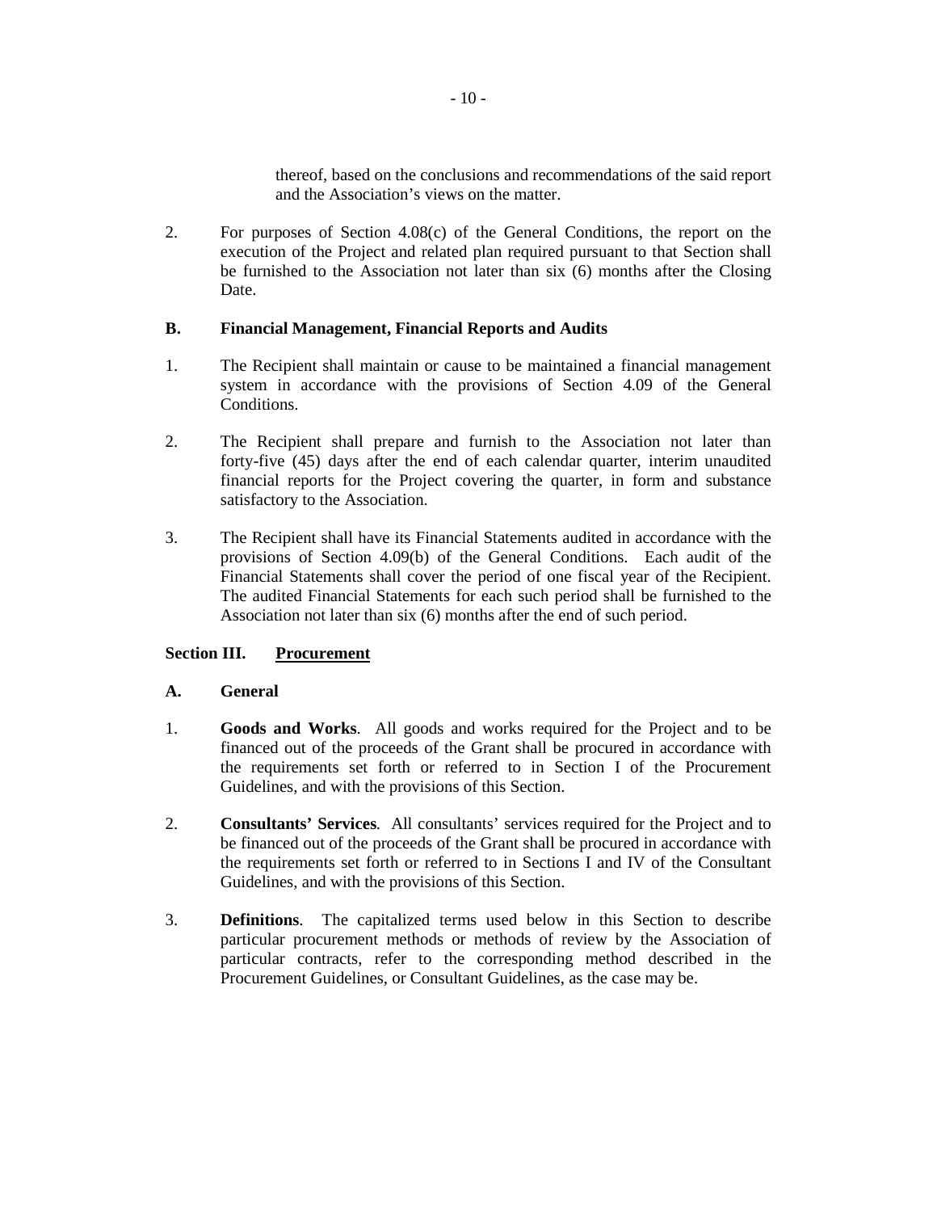thereof, based on the conclusions and recommendations of the said report and the Association's views on the matter.

2. For purposes of Section 4.08(c) of the General Conditions, the report on the execution of the Project and related plan required pursuant to that Section shall be furnished to the Association not later than six (6) months after the Closing Date.

**B. Financial Management, Financial Reports and Audits**

1. The Recipient shall maintain or cause to be maintained a financial management system in accordance with the provisions of Section 4.09 of the General Conditions.

2. The Recipient shall prepare and furnish to the Association not later than forty-five (45) days after the end of each calendar quarter, interim unaudited financial reports for the Project covering the quarter, in form and substance satisfactory to the Association.

3. The Recipient shall have its Financial Statements audited in accordance with the provisions of Section 4.09(b) of the General Conditions. Each audit of the Financial Statements shall cover the period of one fiscal year of the Recipient. The audited Financial Statements for each such period shall be furnished to the Association not later than six (6) months after the end of such period.

**Section III. Procurement**

**A. General**

1. **Goods and Works**. All goods and works required for the Project and to be financed out of the proceeds of the Grant shall be procured in accordance with the requirements set forth or referred to in Section I of the Procurement Guidelines, and with the provisions of this Section.

2. **Consultants' Services**. All consultants' services required for the Project and to be financed out of the proceeds of the Grant shall be procured in accordance with the requirements set forth or referred to in Sections I and IV of the Consultant Guidelines, and with the provisions of this Section.

3. **Definitions**. The capitalized terms used below in this Section to describe particular procurement methods or methods of review by the Association of particular contracts, refer to the corresponding method described in the Procurement Guidelines, or Consultant Guidelines, as the case may be.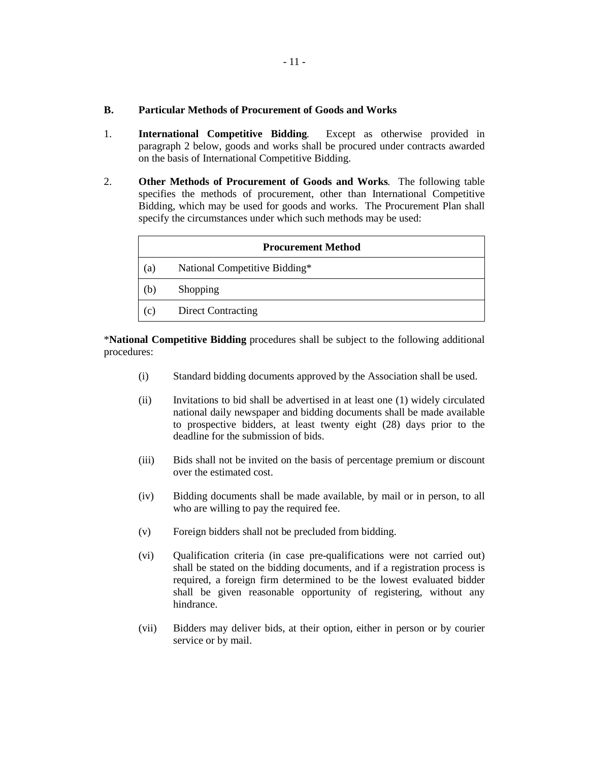### B. Particular Methods of Procurement of Goods and Works

1. **International Competitive Bidding**. Except as otherwise provided in paragraph 2 below, goods and works shall be procured under contracts awarded on the basis of International Competitive Bidding.

2. **Other Methods of Procurement of Goods and Works**. The following table specifies the methods of procurement, other than International Competitive Bidding, which may be used for goods and works. The Procurement Plan shall specify the circumstances under which such methods may be used:

| Procurement Method | |
|---|---|
| (a) | National Competitive Bidding* |
| (b) | Shopping |
| (c) | Direct Contracting |

***National Competitive Bidding** procedures shall be subject to the following additional procedures:

(i) Standard bidding documents approved by the Association shall be used.

(ii) Invitations to bid shall be advertised in at least one (1) widely circulated national daily newspaper and bidding documents shall be made available to prospective bidders, at least twenty eight (28) days prior to the deadline for the submission of bids.

(iii) Bids shall not be invited on the basis of percentage premium or discount over the estimated cost.

(iv) Bidding documents shall be made available, by mail or in person, to all who are willing to pay the required fee.

(v) Foreign bidders shall not be precluded from bidding.

(vi) Qualification criteria (in case pre-qualifications were not carried out) shall be stated on the bidding documents, and if a registration process is required, a foreign firm determined to be the lowest evaluated bidder shall be given reasonable opportunity of registering, without any hindrance.

(vii) Bidders may deliver bids, at their option, either in person or by courier service or by mail.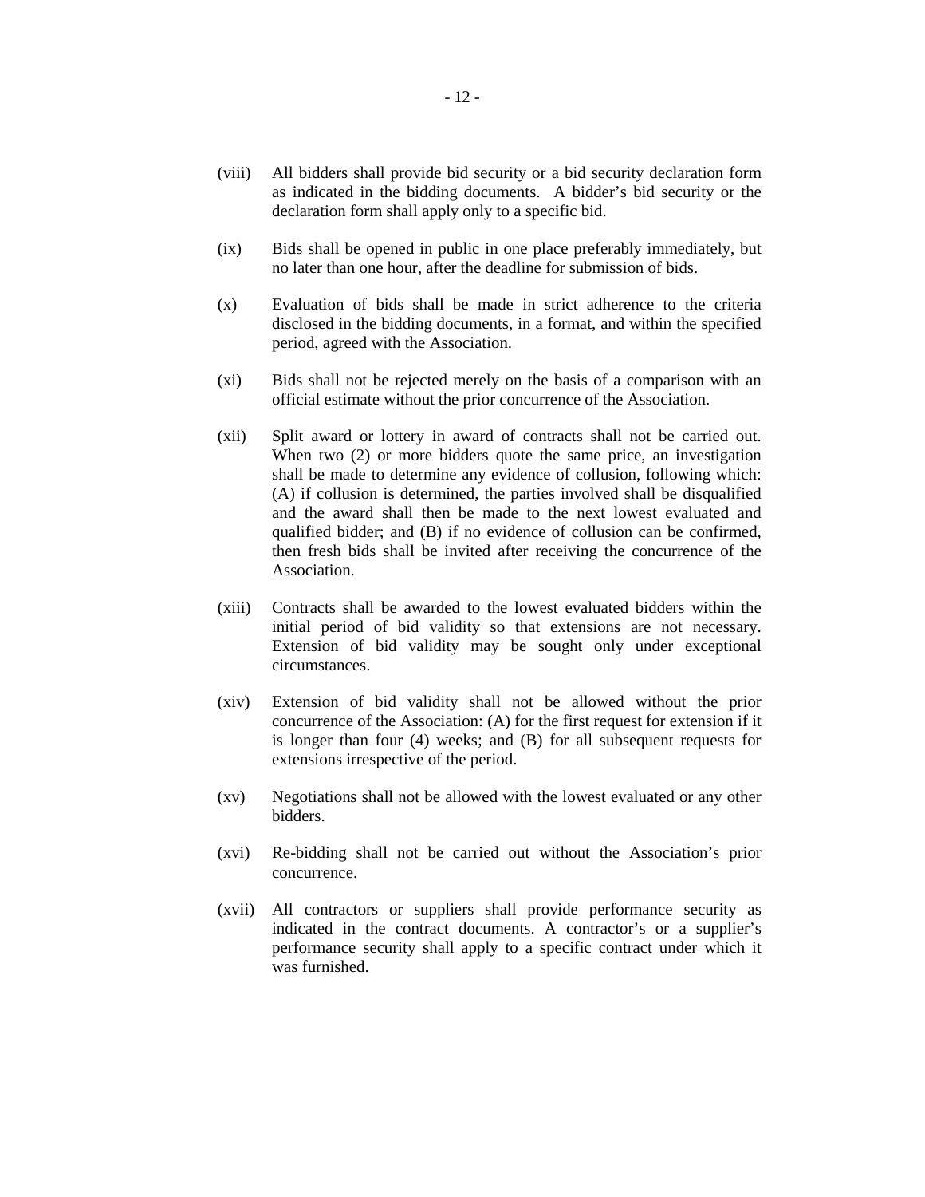(viii) All bidders shall provide bid security or a bid security declaration form as indicated in the bidding documents. A bidder's bid security or the declaration form shall apply only to a specific bid.

(ix) Bids shall be opened in public in one place preferably immediately, but no later than one hour, after the deadline for submission of bids.

(x) Evaluation of bids shall be made in strict adherence to the criteria disclosed in the bidding documents, in a format, and within the specified period, agreed with the Association.

(xi) Bids shall not be rejected merely on the basis of a comparison with an official estimate without the prior concurrence of the Association.

(xii) Split award or lottery in award of contracts shall not be carried out. When two (2) or more bidders quote the same price, an investigation shall be made to determine any evidence of collusion, following which: (A) if collusion is determined, the parties involved shall be disqualified and the award shall then be made to the next lowest evaluated and qualified bidder; and (B) if no evidence of collusion can be confirmed, then fresh bids shall be invited after receiving the concurrence of the Association.

(xiii) Contracts shall be awarded to the lowest evaluated bidders within the initial period of bid validity so that extensions are not necessary. Extension of bid validity may be sought only under exceptional circumstances.

(xiv) Extension of bid validity shall not be allowed without the prior concurrence of the Association: (A) for the first request for extension if it is longer than four (4) weeks; and (B) for all subsequent requests for extensions irrespective of the period.

(xv) Negotiations shall not be allowed with the lowest evaluated or any other bidders.

(xvi) Re-bidding shall not be carried out without the Association's prior concurrence.

(xvii) All contractors or suppliers shall provide performance security as indicated in the contract documents. A contractor's or a supplier's performance security shall apply to a specific contract under which it was furnished.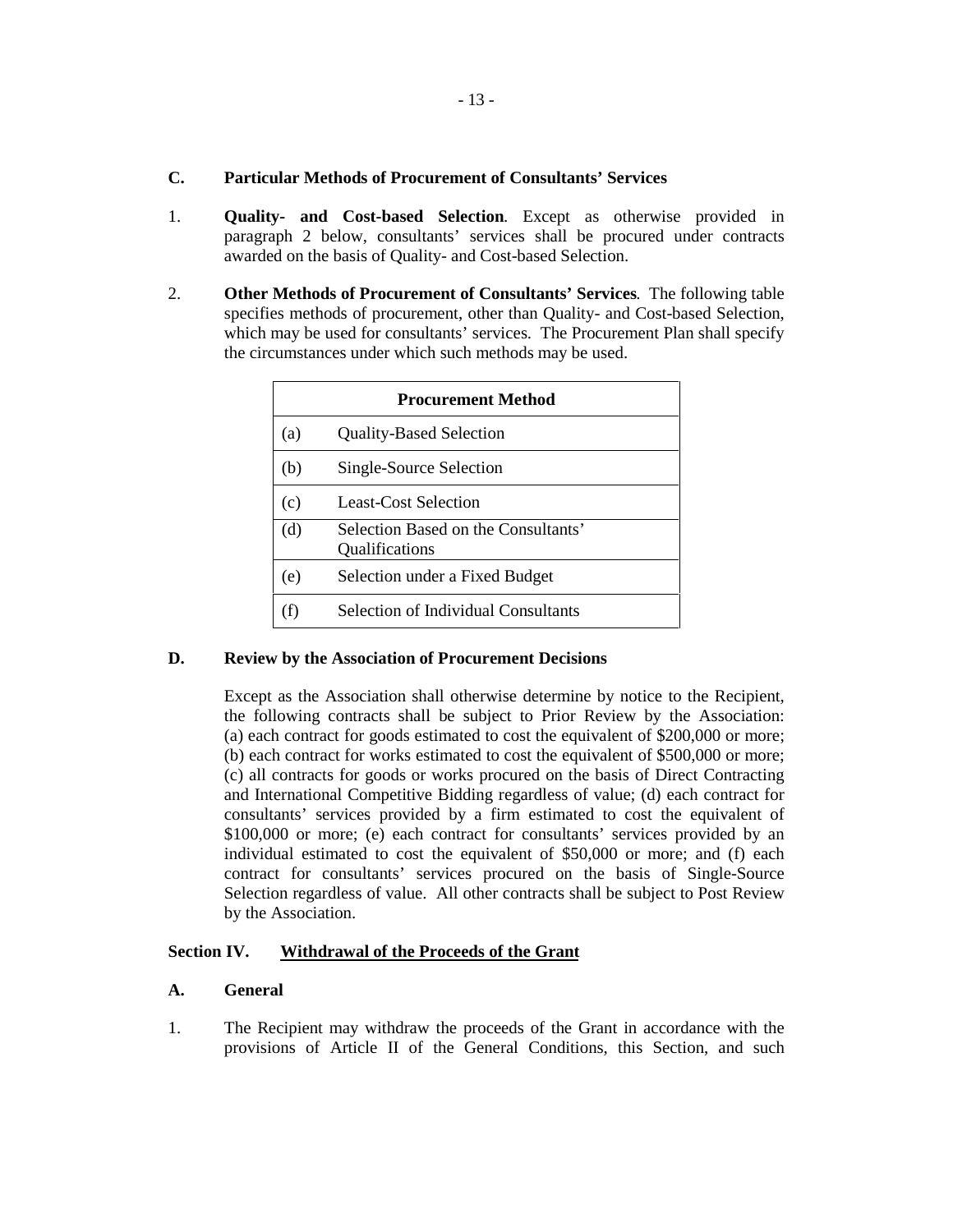### C. Particular Methods of Procurement of Consultants' Services

1. **Quality- and Cost-based Selection**. Except as otherwise provided in paragraph 2 below, consultants' services shall be procured under contracts awarded on the basis of Quality- and Cost-based Selection.

2. **Other Methods of Procurement of Consultants' Services**. The following table specifies methods of procurement, other than Quality- and Cost-based Selection, which may be used for consultants' services. The Procurement Plan shall specify the circumstances under which such methods may be used.

| Procurement Method | |
|---|---|
| (a) | Quality-Based Selection |
| (b) | Single-Source Selection |
| (c) | Least-Cost Selection |
| (d) | Selection Based on the Consultants' Qualifications |
| (e) | Selection under a Fixed Budget |
| (f) | Selection of Individual Consultants |

### D. Review by the Association of Procurement Decisions

Except as the Association shall otherwise determine by notice to the Recipient, the following contracts shall be subject to Prior Review by the Association: (a) each contract for goods estimated to cost the equivalent of $200,000 or more; (b) each contract for works estimated to cost the equivalent of $500,000 or more; (c) all contracts for goods or works procured on the basis of Direct Contracting and International Competitive Bidding regardless of value; (d) each contract for consultants' services provided by a firm estimated to cost the equivalent of $100,000 or more; (e) each contract for consultants' services provided by an individual estimated to cost the equivalent of $50,000 or more; and (f) each contract for consultants' services procured on the basis of Single-Source Selection regardless of value. All other contracts shall be subject to Post Review by the Association.

## Section IV. Withdrawal of the Proceeds of the Grant

### A. General

1. The Recipient may withdraw the proceeds of the Grant in accordance with the provisions of Article II of the General Conditions, this Section, and such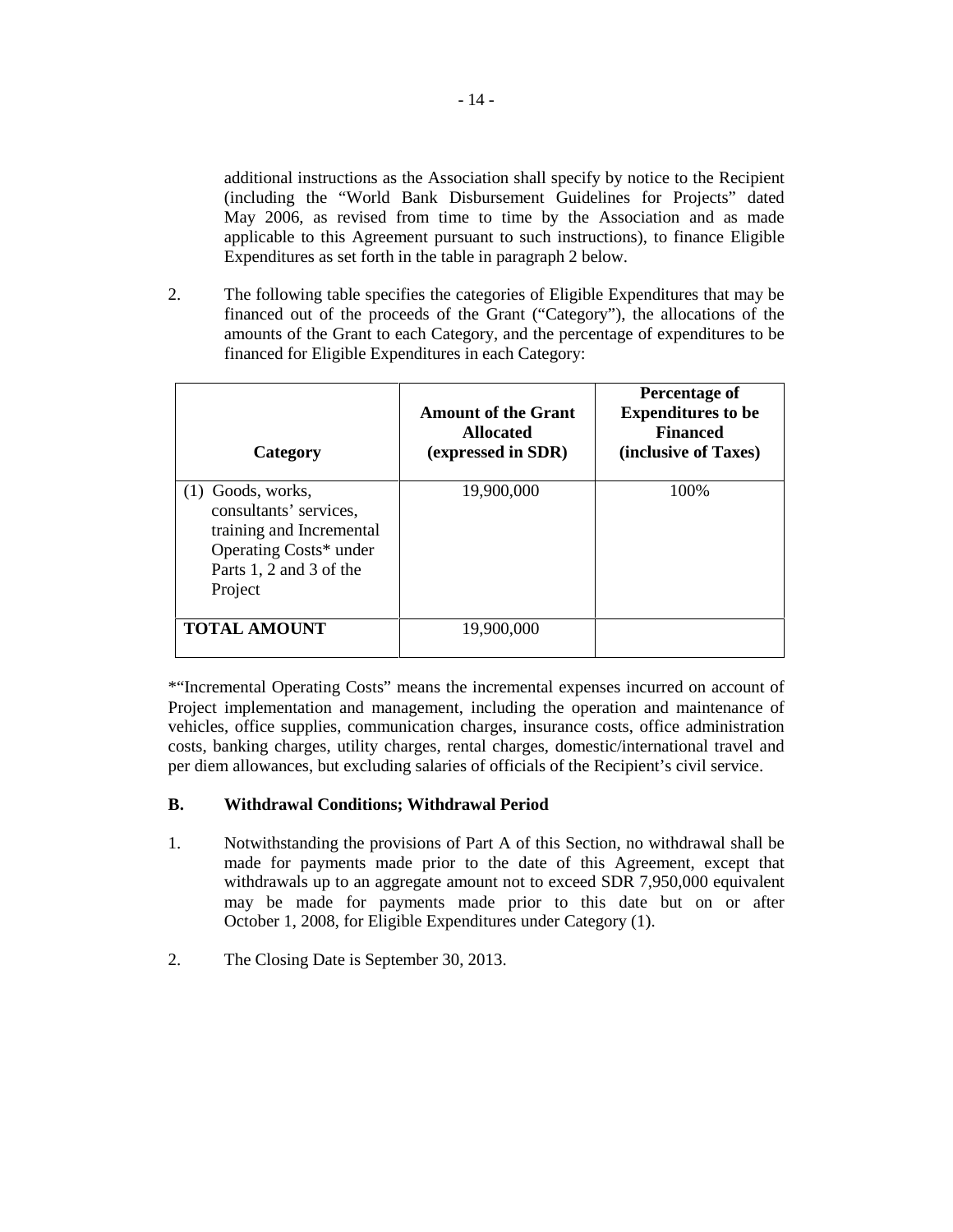additional instructions as the Association shall specify by notice to the Recipient (including the "World Bank Disbursement Guidelines for Projects" dated May 2006, as revised from time to time by the Association and as made applicable to this Agreement pursuant to such instructions), to finance Eligible Expenditures as set forth in the table in paragraph 2 below.

2. The following table specifies the categories of Eligible Expenditures that may be financed out of the proceeds of the Grant ("Category"), the allocations of the amounts of the Grant to each Category, and the percentage of expenditures to be financed for Eligible Expenditures in each Category:

| **Category** | **Amount of the Grant Allocated (expressed in SDR)** | **Percentage of Expenditures to be Financed (inclusive of Taxes)** |
|---|---|---|
| (1) Goods, works, consultants' services, training and Incremental Operating Costs* under Parts 1, 2 and 3 of the Project | 19,900,000 | 100% |
| **TOTAL AMOUNT** | 19,900,000 | |

*"Incremental Operating Costs" means the incremental expenses incurred on account of Project implementation and management, including the operation and maintenance of vehicles, office supplies, communication charges, insurance costs, office administration costs, banking charges, utility charges, rental charges, domestic/international travel and per diem allowances, but excluding salaries of officials of the Recipient's civil service.

### B. Withdrawal Conditions; Withdrawal Period

1. Notwithstanding the provisions of Part A of this Section, no withdrawal shall be made for payments made prior to the date of this Agreement, except that withdrawals up to an aggregate amount not to exceed SDR 7,950,000 equivalent may be made for payments made prior to this date but on or after October 1, 2008, for Eligible Expenditures under Category (1).

2. The Closing Date is September 30, 2013.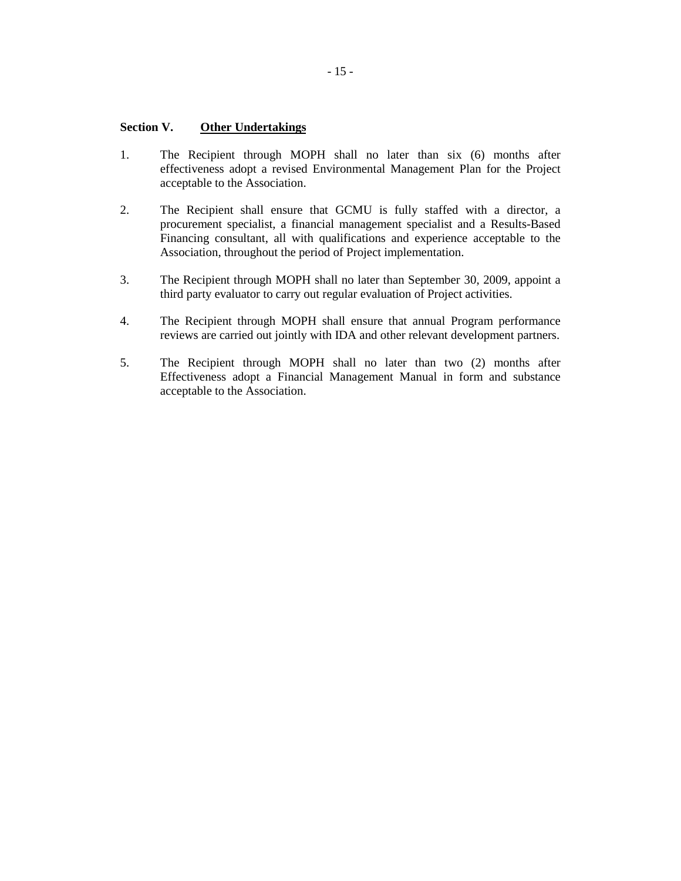## Section V. <u>Other Undertakings</u>

1. The Recipient through MOPH shall no later than six (6) months after effectiveness adopt a revised Environmental Management Plan for the Project acceptable to the Association.

2. The Recipient shall ensure that GCMU is fully staffed with a director, a procurement specialist, a financial management specialist and a Results-Based Financing consultant, all with qualifications and experience acceptable to the Association, throughout the period of Project implementation.

3. The Recipient through MOPH shall no later than September 30, 2009, appoint a third party evaluator to carry out regular evaluation of Project activities.

4. The Recipient through MOPH shall ensure that annual Program performance reviews are carried out jointly with IDA and other relevant development partners.

5. The Recipient through MOPH shall no later than two (2) months after Effectiveness adopt a Financial Management Manual in form and substance acceptable to the Association.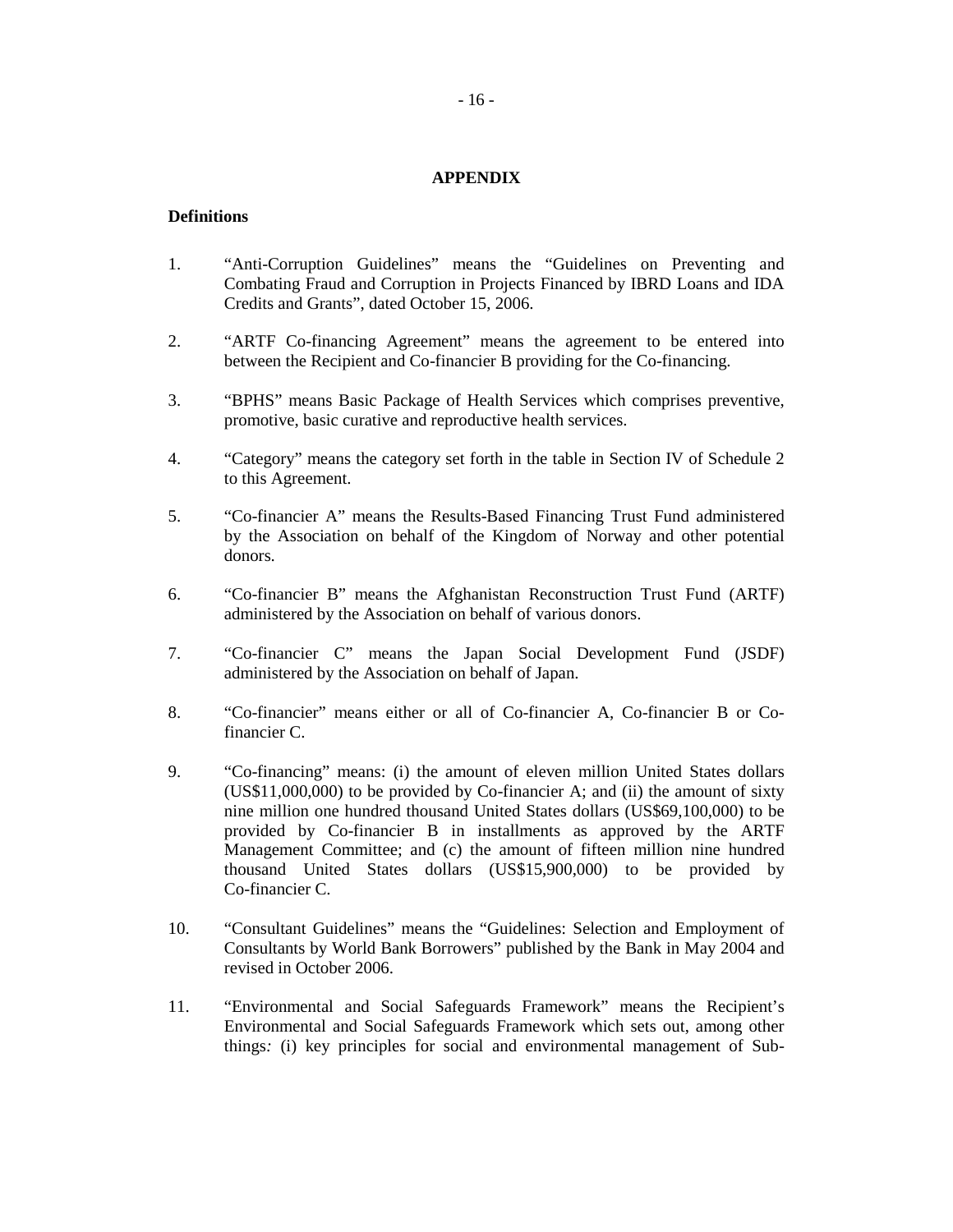## APPENDIX

### Definitions

1. "Anti-Corruption Guidelines" means the "Guidelines on Preventing and Combating Fraud and Corruption in Projects Financed by IBRD Loans and IDA Credits and Grants", dated October 15, 2006.

2. "ARTF Co-financing Agreement" means the agreement to be entered into between the Recipient and Co-financier B providing for the Co-financing.

3. "BPHS" means Basic Package of Health Services which comprises preventive, promotive, basic curative and reproductive health services.

4. "Category" means the category set forth in the table in Section IV of Schedule 2 to this Agreement.

5. "Co-financier A" means the Results-Based Financing Trust Fund administered by the Association on behalf of the Kingdom of Norway and other potential donors.

6. "Co-financier B" means the Afghanistan Reconstruction Trust Fund (ARTF) administered by the Association on behalf of various donors.

7. "Co-financier C" means the Japan Social Development Fund (JSDF) administered by the Association on behalf of Japan.

8. "Co-financier" means either or all of Co-financier A, Co-financier B or Co-financier C.

9. "Co-financing" means: (i) the amount of eleven million United States dollars (US$11,000,000) to be provided by Co-financier A; and (ii) the amount of sixty nine million one hundred thousand United States dollars (US$69,100,000) to be provided by Co-financier B in installments as approved by the ARTF Management Committee; and (c) the amount of fifteen million nine hundred thousand United States dollars (US$15,900,000) to be provided by Co-financier C.

10. "Consultant Guidelines" means the "Guidelines: Selection and Employment of Consultants by World Bank Borrowers" published by the Bank in May 2004 and revised in October 2006.

11. "Environmental and Social Safeguards Framework" means the Recipient's Environmental and Social Safeguards Framework which sets out, among other things: (i) key principles for social and environmental management of Sub-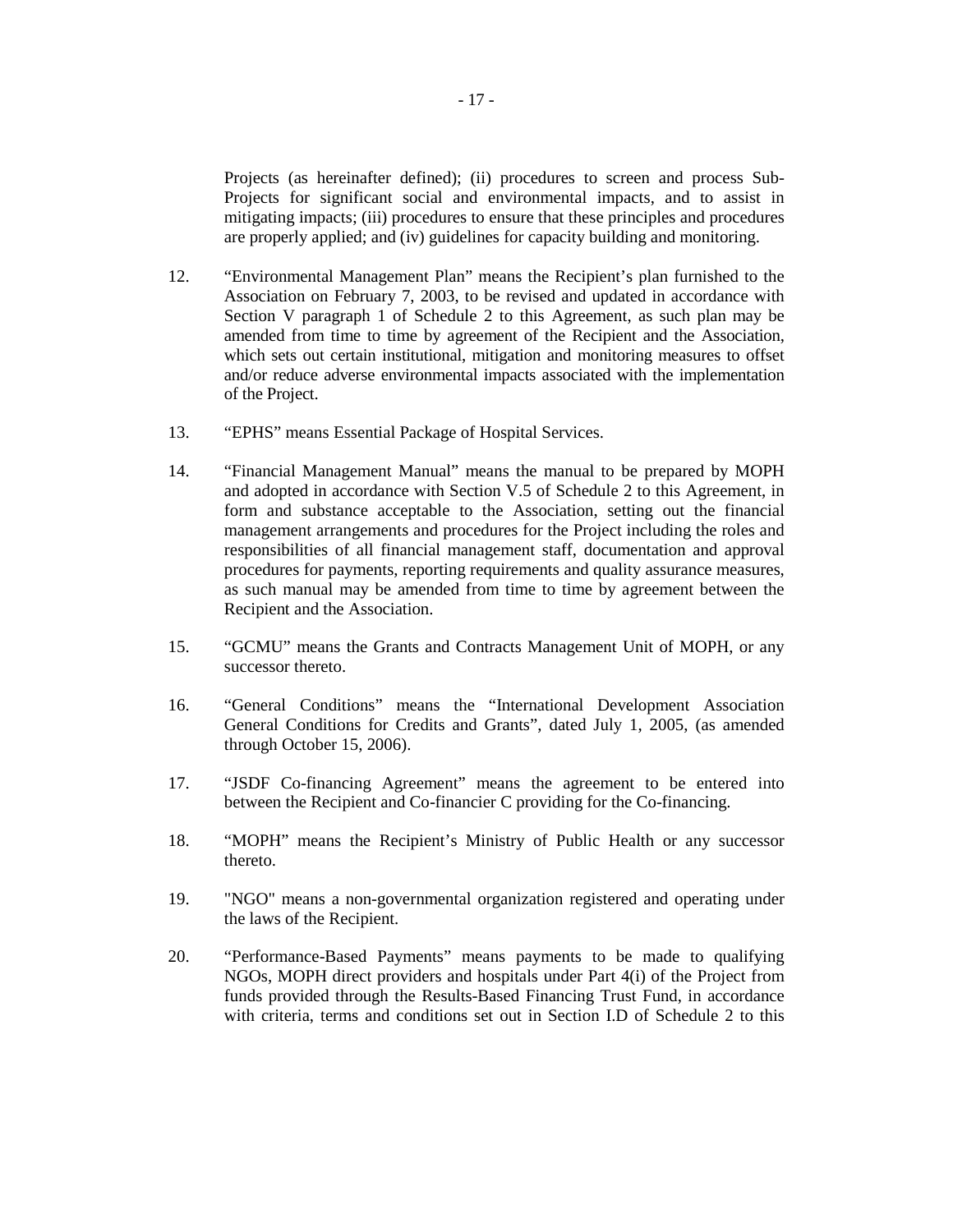Projects (as hereinafter defined); (ii) procedures to screen and process Sub-Projects for significant social and environmental impacts, and to assist in mitigating impacts; (iii) procedures to ensure that these principles and procedures are properly applied; and (iv) guidelines for capacity building and monitoring.

12. "Environmental Management Plan" means the Recipient's plan furnished to the Association on February 7, 2003, to be revised and updated in accordance with Section V paragraph 1 of Schedule 2 to this Agreement, as such plan may be amended from time to time by agreement of the Recipient and the Association, which sets out certain institutional, mitigation and monitoring measures to offset and/or reduce adverse environmental impacts associated with the implementation of the Project.

13. "EPHS" means Essential Package of Hospital Services.

14. "Financial Management Manual" means the manual to be prepared by MOPH and adopted in accordance with Section V.5 of Schedule 2 to this Agreement, in form and substance acceptable to the Association, setting out the financial management arrangements and procedures for the Project including the roles and responsibilities of all financial management staff, documentation and approval procedures for payments, reporting requirements and quality assurance measures, as such manual may be amended from time to time by agreement between the Recipient and the Association.

15. "GCMU" means the Grants and Contracts Management Unit of MOPH, or any successor thereto.

16. "General Conditions" means the "International Development Association General Conditions for Credits and Grants", dated July 1, 2005, (as amended through October 15, 2006).

17. "JSDF Co-financing Agreement" means the agreement to be entered into between the Recipient and Co-financier C providing for the Co-financing.

18. "MOPH" means the Recipient's Ministry of Public Health or any successor thereto.

19. "NGO" means a non-governmental organization registered and operating under the laws of the Recipient.

20. "Performance-Based Payments" means payments to be made to qualifying NGOs, MOPH direct providers and hospitals under Part 4(i) of the Project from funds provided through the Results-Based Financing Trust Fund, in accordance with criteria, terms and conditions set out in Section I.D of Schedule 2 to this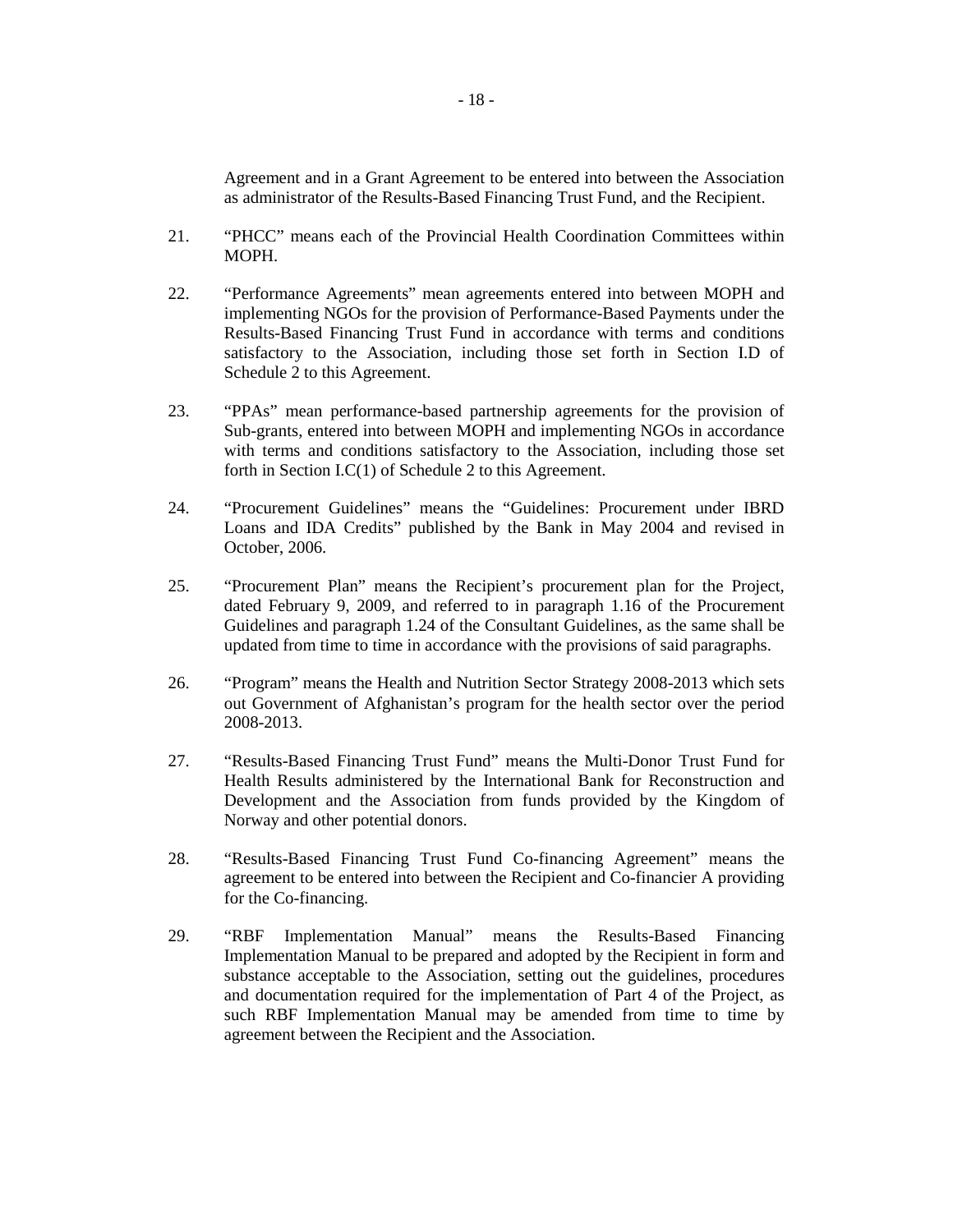Agreement and in a Grant Agreement to be entered into between the Association as administrator of the Results-Based Financing Trust Fund, and the Recipient.

21. "PHCC" means each of the Provincial Health Coordination Committees within MOPH.

22. "Performance Agreements" mean agreements entered into between MOPH and implementing NGOs for the provision of Performance-Based Payments under the Results-Based Financing Trust Fund in accordance with terms and conditions satisfactory to the Association, including those set forth in Section I.D of Schedule 2 to this Agreement.

23. "PPAs" mean performance-based partnership agreements for the provision of Sub-grants, entered into between MOPH and implementing NGOs in accordance with terms and conditions satisfactory to the Association, including those set forth in Section I.C(1) of Schedule 2 to this Agreement.

24. "Procurement Guidelines" means the "Guidelines: Procurement under IBRD Loans and IDA Credits" published by the Bank in May 2004 and revised in October, 2006.

25. "Procurement Plan" means the Recipient's procurement plan for the Project, dated February 9, 2009, and referred to in paragraph 1.16 of the Procurement Guidelines and paragraph 1.24 of the Consultant Guidelines, as the same shall be updated from time to time in accordance with the provisions of said paragraphs.

26. "Program" means the Health and Nutrition Sector Strategy 2008-2013 which sets out Government of Afghanistan's program for the health sector over the period 2008-2013.

27. "Results-Based Financing Trust Fund" means the Multi-Donor Trust Fund for Health Results administered by the International Bank for Reconstruction and Development and the Association from funds provided by the Kingdom of Norway and other potential donors.

28. "Results-Based Financing Trust Fund Co-financing Agreement" means the agreement to be entered into between the Recipient and Co-financier A providing for the Co-financing.

29. "RBF Implementation Manual" means the Results-Based Financing Implementation Manual to be prepared and adopted by the Recipient in form and substance acceptable to the Association, setting out the guidelines, procedures and documentation required for the implementation of Part 4 of the Project, as such RBF Implementation Manual may be amended from time to time by agreement between the Recipient and the Association.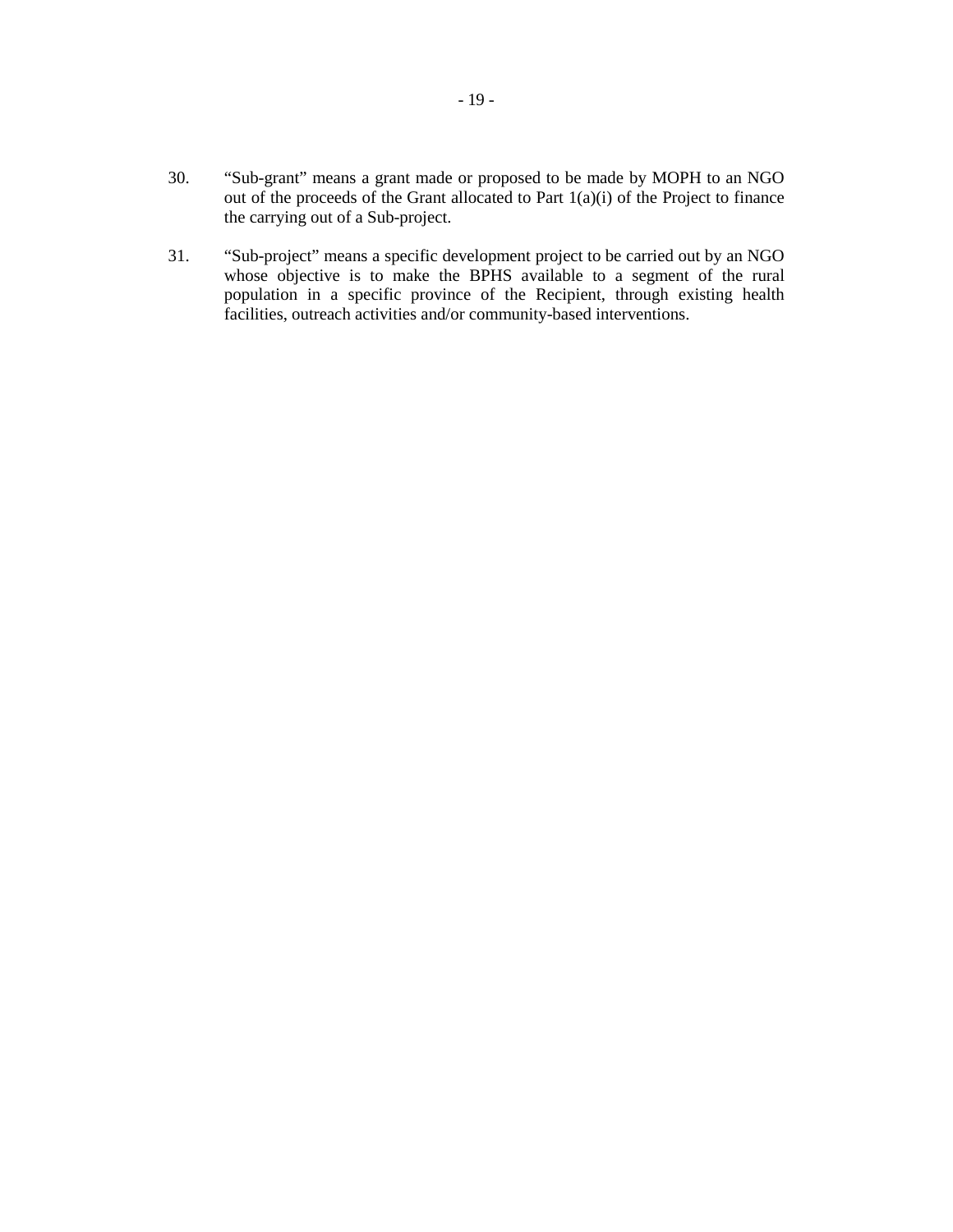30. "Sub-grant" means a grant made or proposed to be made by MOPH to an NGO out of the proceeds of the Grant allocated to Part 1(a)(i) of the Project to finance the carrying out of a Sub-project.

31. "Sub-project" means a specific development project to be carried out by an NGO whose objective is to make the BPHS available to a segment of the rural population in a specific province of the Recipient, through existing health facilities, outreach activities and/or community-based interventions.